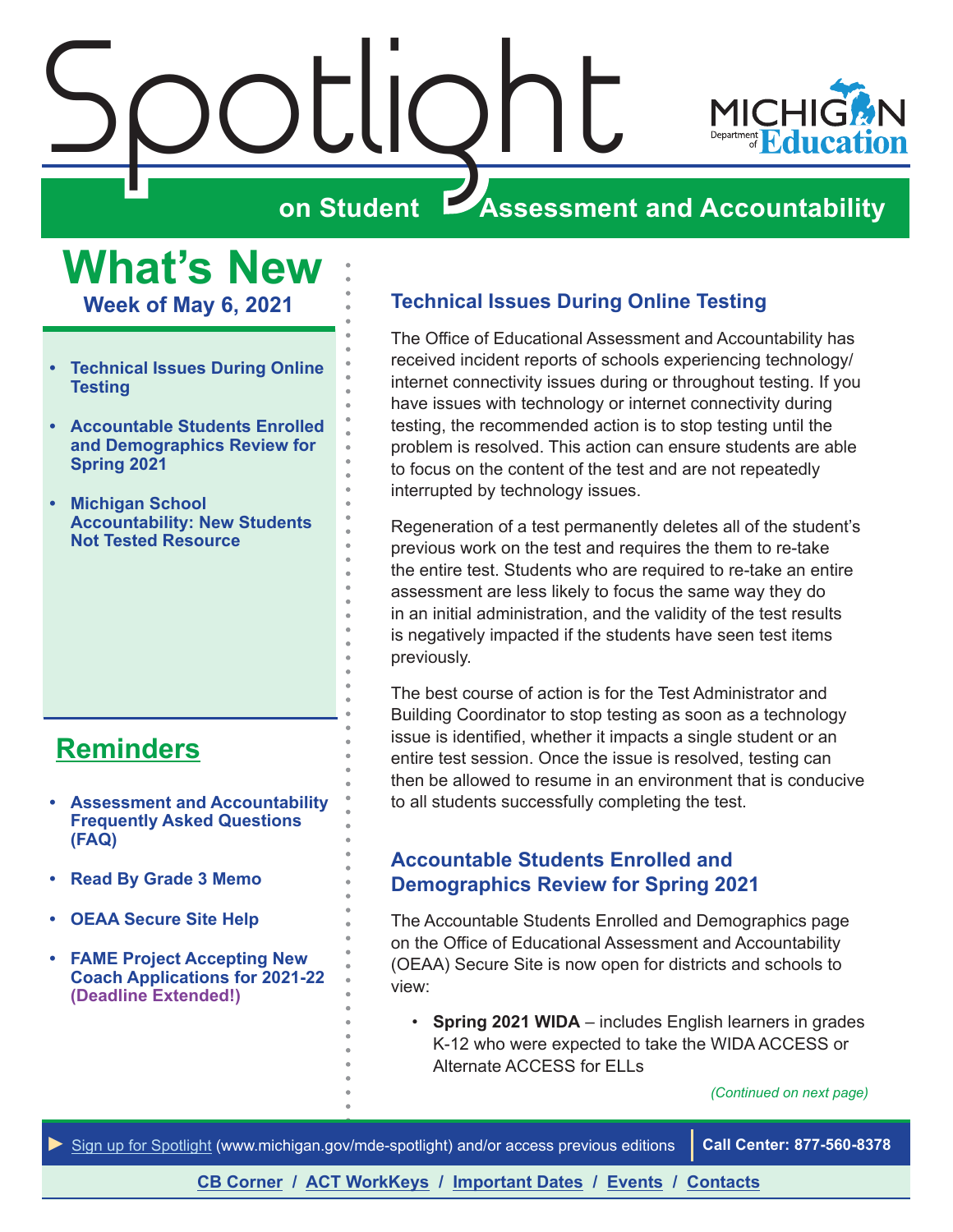# Spotlight on Student Assessment and Accountability

MICHIGAN Department of Education

## What's New

**Week of May 6, 2021**

- **Technical Issues During Online Testing**
- **Accountable Students Enrolled and Demographics Review for Spring 2021**
- **Michigan School Accountability: New Students Not Tested Resource**

## Reminders

- **Assessment and Accountability Frequently Asked Questions (FAQ)**
- **Read By Grade 3 Memo**
- **OEAA Secure Site Help**
- **FAME Project Accepting New Coach Applications for 2021-22 (Deadline Extended!)**

### Technical Issues During Online Testing

The Office of Educational Assessment and Accountability has received incident reports of schools experiencing technology/ internet connectivity issues during or throughout testing. If you have issues with technology or internet connectivity during testing, the recommended action is to stop testing until the problem is resolved. This action can ensure students are able to focus on the content of the test and are not repeatedly interrupted by technology issues.

Regeneration of a test permanently deletes all of the student's previous work on the test and requires the them to re-take the entire test. Students who are required to re-take an entire assessment are less likely to focus the same way they do in an initial administration, and the validity of the test results is negatively impacted if the students have seen test items previously.

The best course of action is for the Test Administrator and Building Coordinator to stop testing as soon as a technology issue is identified, whether it impacts a single student or an entire test session. Once the issue is resolved, testing can then be allowed to resume in an environment that is conducive to all students successfully completing the test.

### Accountable Students Enrolled and Demographics Review for Spring 2021

The Accountable Students Enrolled and Demographics page on the Office of Educational Assessment and Accountability (OEAA) Secure Site is now open for districts and schools to view:

- **Spring 2021 WIDA** – includes English learners in grades K-12 who were expected to take the WIDA ACCESS or Alternate ACCESS for ELLs

*(Continued on next page)*

► Sign up for Spotlight (www.michigan.gov/mde-spotlight) and/or access previous editions | **Call Center: 877-560-8378**

**CB Corner / ACT WorkKeys / Important Dates / Events / Contacts**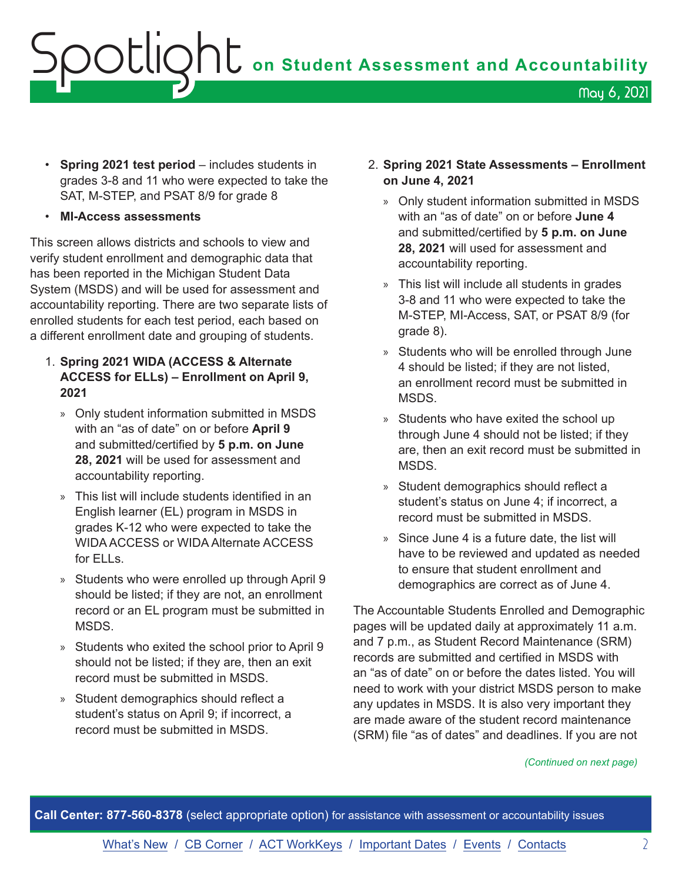- **Spring 2021 test period** – includes students in grades 3-8 and 11 who were expected to take the SAT, M-STEP, and PSAT 8/9 for grade 8
- **MI-Access assessments**

This screen allows districts and schools to view and verify student enrollment and demographic data that has been reported in the Michigan Student Data System (MSDS) and will be used for assessment and accountability reporting. There are two separate lists of enrolled students for each test period, each based on a different enrollment date and grouping of students.

1. **Spring 2021 WIDA (ACCESS & Alternate ACCESS for ELLs) – Enrollment on April 9, 2021**
   - Only student information submitted in MSDS with an "as of date" on or before **April 9** and submitted/certified by **5 p.m. on June 28, 2021** will be used for assessment and accountability reporting.
   - This list will include students identified in an English learner (EL) program in MSDS in grades K-12 who were expected to take the WIDA ACCESS or WIDA Alternate ACCESS for ELLs.
   - Students who were enrolled up through April 9 should be listed; if they are not, an enrollment record or an EL program must be submitted in MSDS.
   - Students who exited the school prior to April 9 should not be listed; if they are, then an exit record must be submitted in MSDS.
   - Student demographics should reflect a student's status on April 9; if incorrect, a record must be submitted in MSDS.
2. **Spring 2021 State Assessments – Enrollment on June 4, 2021**
   - Only student information submitted in MSDS with an "as of date" on or before **June 4** and submitted/certified by **5 p.m. on June 28, 2021** will used for assessment and accountability reporting.
   - This list will include all students in grades 3-8 and 11 who were expected to take the M-STEP, MI-Access, SAT, or PSAT 8/9 (for grade 8).
   - Students who will be enrolled through June 4 should be listed; if they are not listed, an enrollment record must be submitted in MSDS.
   - Students who have exited the school up through June 4 should not be listed; if they are, then an exit record must be submitted in MSDS.
   - Student demographics should reflect a student's status on June 4; if incorrect, a record must be submitted in MSDS.
   - Since June 4 is a future date, the list will have to be reviewed and updated as needed to ensure that student enrollment and demographics are correct as of June 4.

The Accountable Students Enrolled and Demographic pages will be updated daily at approximately 11 a.m. and 7 p.m., as Student Record Maintenance (SRM) records are submitted and certified in MSDS with an "as of date" on or before the dates listed. You will need to work with your district MSDS person to make any updates in MSDS. It is also very important they are made aware of the student record maintenance (SRM) file "as of dates" and deadlines. If you are not

*(Continued on next page)*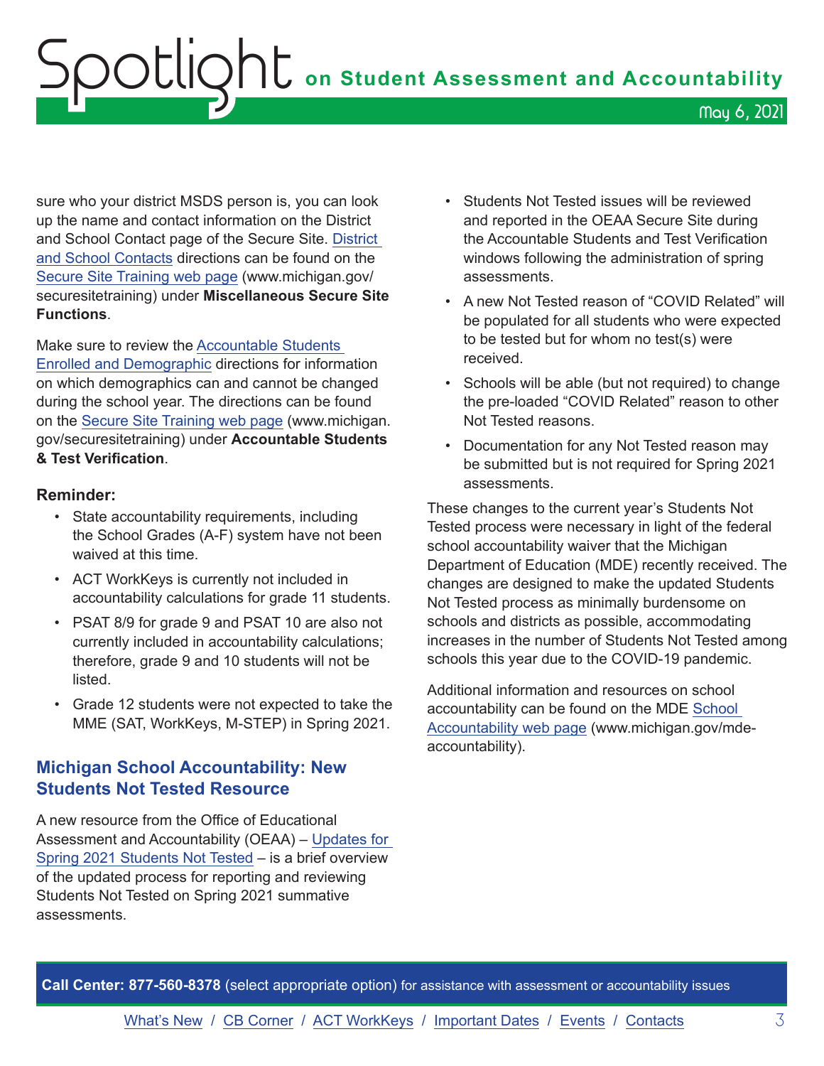sure who your district MSDS person is, you can look up the name and contact information on the District and School Contact page of the Secure Site. District and School Contacts directions can be found on the Secure Site Training web page (www.michigan.gov/securesitetraining) under **Miscellaneous Secure Site Functions**.

Make sure to review the Accountable Students Enrolled and Demographic directions for information on which demographics can and cannot be changed during the school year. The directions can be found on the Secure Site Training web page (www.michigan.gov/securesitetraining) under **Accountable Students & Test Verification**.

**Reminder:**

- State accountability requirements, including the School Grades (A-F) system have not been waived at this time.
- ACT WorkKeys is currently not included in accountability calculations for grade 11 students.
- PSAT 8/9 for grade 9 and PSAT 10 are also not currently included in accountability calculations; therefore, grade 9 and 10 students will not be listed.
- Grade 12 students were not expected to take the MME (SAT, WorkKeys, M-STEP) in Spring 2021.

## Michigan School Accountability: New Students Not Tested Resource

A new resource from the Office of Educational Assessment and Accountability (OEAA) – Updates for Spring 2021 Students Not Tested – is a brief overview of the updated process for reporting and reviewing Students Not Tested on Spring 2021 summative assessments.

- Students Not Tested issues will be reviewed and reported in the OEAA Secure Site during the Accountable Students and Test Verification windows following the administration of spring assessments.
- A new Not Tested reason of "COVID Related" will be populated for all students who were expected to be tested but for whom no test(s) were received.
- Schools will be able (but not required) to change the pre-loaded "COVID Related" reason to other Not Tested reasons.
- Documentation for any Not Tested reason may be submitted but is not required for Spring 2021 assessments.

These changes to the current year's Students Not Tested process were necessary in light of the federal school accountability waiver that the Michigan Department of Education (MDE) recently received. The changes are designed to make the updated Students Not Tested process as minimally burdensome on schools and districts as possible, accommodating increases in the number of Students Not Tested among schools this year due to the COVID-19 pandemic.

Additional information and resources on school accountability can be found on the MDE School Accountability web page (www.michigan.gov/mde-accountability).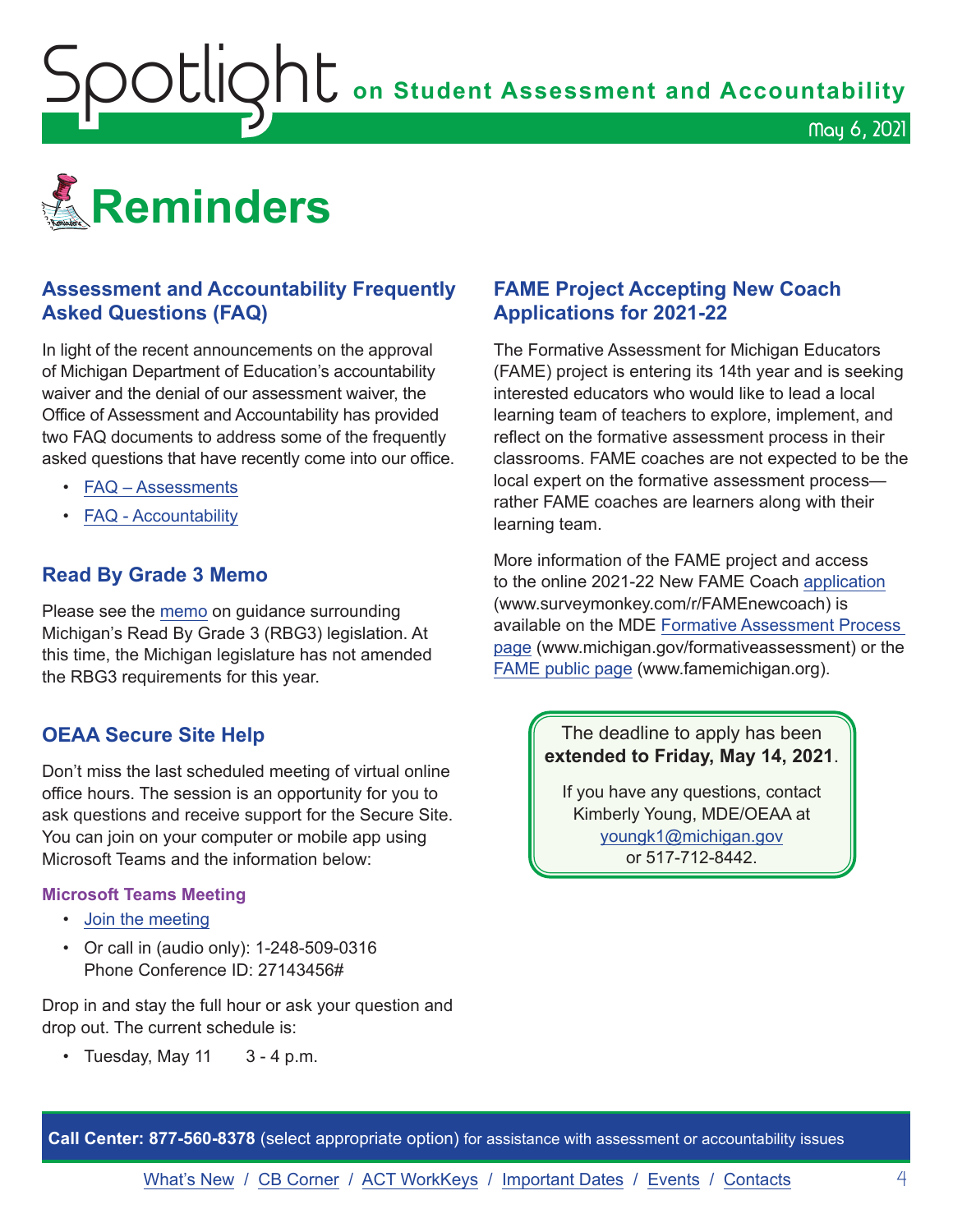# Reminders

## Assessment and Accountability Frequently Asked Questions (FAQ)

In light of the recent announcements on the approval of Michigan Department of Education's accountability waiver and the denial of our assessment waiver, the Office of Assessment and Accountability has provided two FAQ documents to address some of the frequently asked questions that have recently come into our office.

- FAQ – Assessments
- FAQ - Accountability

## Read By Grade 3 Memo

Please see the memo on guidance surrounding Michigan's Read By Grade 3 (RBG3) legislation. At this time, the Michigan legislature has not amended the RBG3 requirements for this year.

## OEAA Secure Site Help

Don't miss the last scheduled meeting of virtual online office hours. The session is an opportunity for you to ask questions and receive support for the Secure Site. You can join on your computer or mobile app using Microsoft Teams and the information below:

### Microsoft Teams Meeting

- Join the meeting
- Or call in (audio only): 1-248-509-0316
  Phone Conference ID: 27143456#

Drop in and stay the full hour or ask your question and drop out. The current schedule is:

- Tuesday, May 11    3 - 4 p.m.

## FAME Project Accepting New Coach Applications for 2021-22

The Formative Assessment for Michigan Educators (FAME) project is entering its 14th year and is seeking interested educators who would like to lead a local learning team of teachers to explore, implement, and reflect on the formative assessment process in their classrooms. FAME coaches are not expected to be the local expert on the formative assessment process—rather FAME coaches are learners along with their learning team.

More information of the FAME project and access to the online 2021-22 New FAME Coach application (www.surveymonkey.com/r/FAMEnewcoach) is available on the MDE Formative Assessment Process page (www.michigan.gov/formativeassessment) or the FAME public page (www.famemichigan.org).

The deadline to apply has been **extended to Friday, May 14, 2021**.

If you have any questions, contact Kimberly Young, MDE/OEAA at youngk1@michigan.gov or 517-712-8442.

**Call Center: 877-560-8378** (select appropriate option) for assistance with assessment or accountability issues

What's New / CB Corner / ACT WorkKeys / Important Dates / Events / Contacts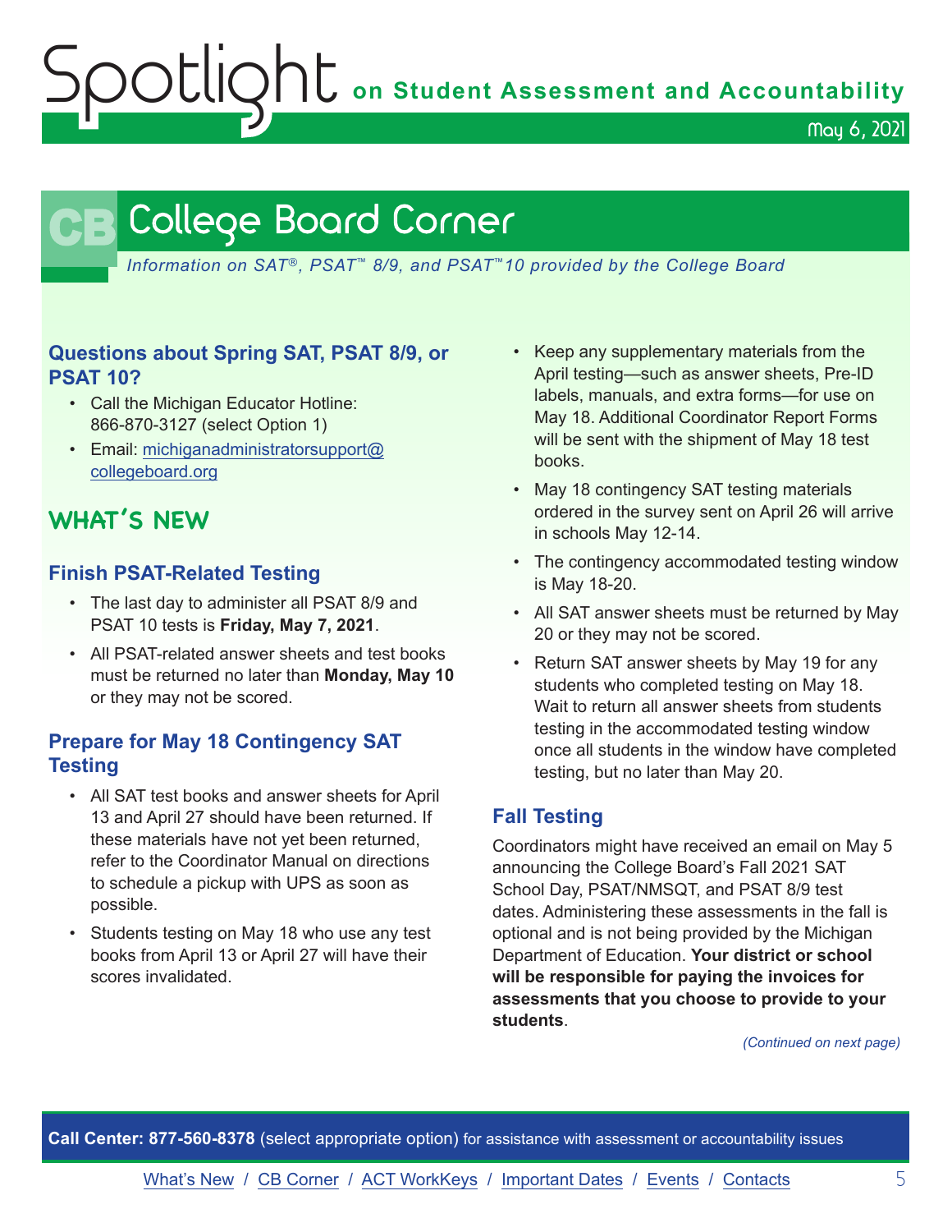# College Board Corner

*Information on SAT®, PSAT™ 8/9, and PSAT™10 provided by the College Board*

### Questions about Spring SAT, PSAT 8/9, or PSAT 10?

- Call the Michigan Educator Hotline: 866-870-3127 (select Option 1)
- Email: michiganadministratorsupport@collegeboard.org

## WHAT'S NEW

### Finish PSAT-Related Testing

- The last day to administer all PSAT 8/9 and PSAT 10 tests is **Friday, May 7, 2021**.
- All PSAT-related answer sheets and test books must be returned no later than **Monday, May 10** or they may not be scored.

### Prepare for May 18 Contingency SAT Testing

- All SAT test books and answer sheets for April 13 and April 27 should have been returned. If these materials have not yet been returned, refer to the Coordinator Manual on directions to schedule a pickup with UPS as soon as possible.
- Students testing on May 18 who use any test books from April 13 or April 27 will have their scores invalidated.
- Keep any supplementary materials from the April testing—such as answer sheets, Pre-ID labels, manuals, and extra forms—for use on May 18. Additional Coordinator Report Forms will be sent with the shipment of May 18 test books.
- May 18 contingency SAT testing materials ordered in the survey sent on April 26 will arrive in schools May 12-14.
- The contingency accommodated testing window is May 18-20.
- All SAT answer sheets must be returned by May 20 or they may not be scored.
- Return SAT answer sheets by May 19 for any students who completed testing on May 18. Wait to return all answer sheets from students testing in the accommodated testing window once all students in the window have completed testing, but no later than May 20.

### Fall Testing

Coordinators might have received an email on May 5 announcing the College Board's Fall 2021 SAT School Day, PSAT/NMSQT, and PSAT 8/9 test dates. Administering these assessments in the fall is optional and is not being provided by the Michigan Department of Education. **Your district or school will be responsible for paying the invoices for assessments that you choose to provide to your students**.

*(Continued on next page)*

**Call Center: 877-560-8378** (select appropriate option) for assistance with assessment or accountability issues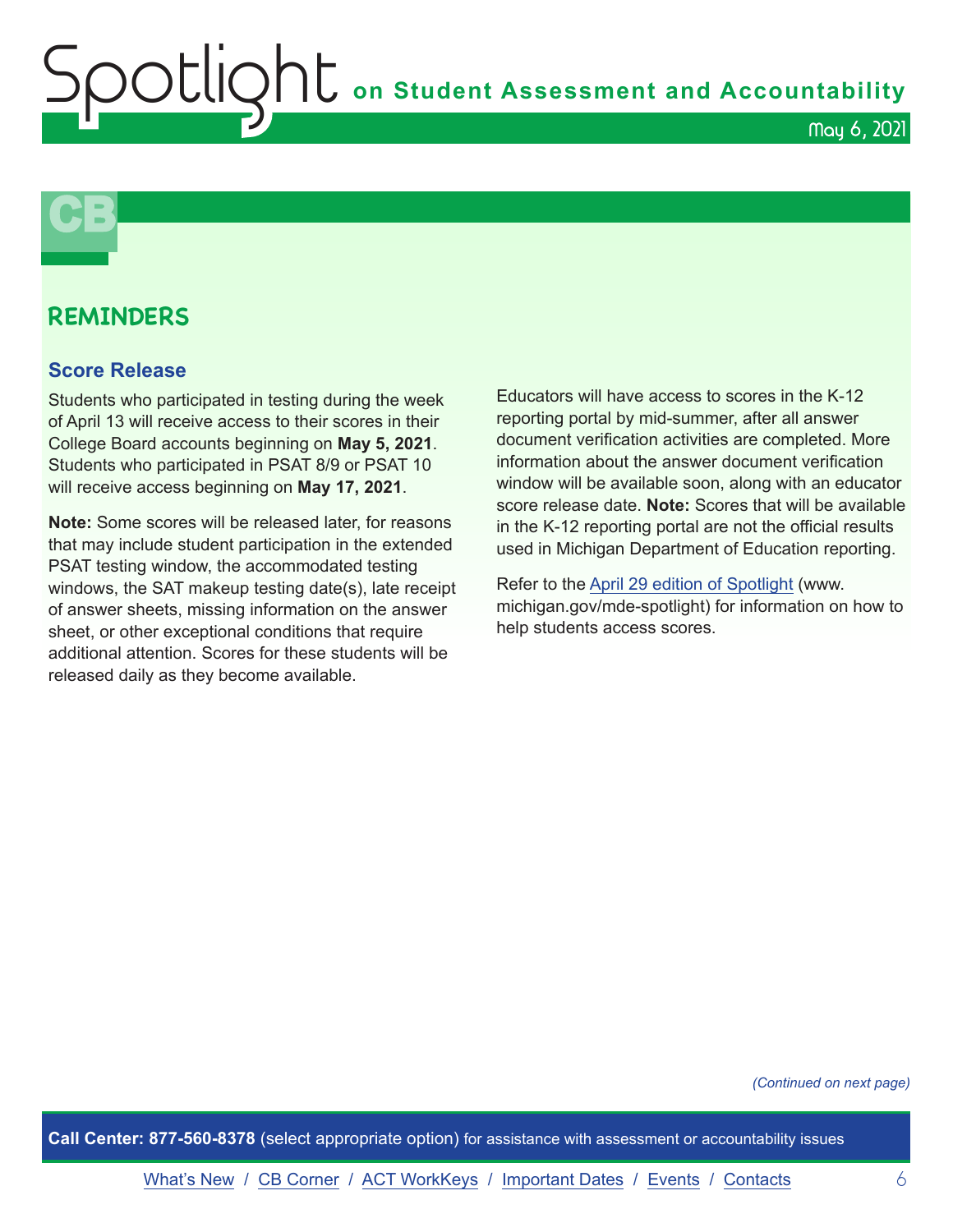## REMINDERS

### Score Release

Students who participated in testing during the week of April 13 will receive access to their scores in their College Board accounts beginning on **May 5, 2021**. Students who participated in PSAT 8/9 or PSAT 10 will receive access beginning on **May 17, 2021**.

**Note:** Some scores will be released later, for reasons that may include student participation in the extended PSAT testing window, the accommodated testing windows, the SAT makeup testing date(s), late receipt of answer sheets, missing information on the answer sheet, or other exceptional conditions that require additional attention. Scores for these students will be released daily as they become available.

Educators will have access to scores in the K-12 reporting portal by mid-summer, after all answer document verification activities are completed. More information about the answer document verification window will be available soon, along with an educator score release date. **Note:** Scores that will be available in the K-12 reporting portal are not the official results used in Michigan Department of Education reporting.

Refer to the [April 29 edition of Spotlight](www.michigan.gov/mde-spotlight) (www.michigan.gov/mde-spotlight) for information on how to help students access scores.

*(Continued on next page)*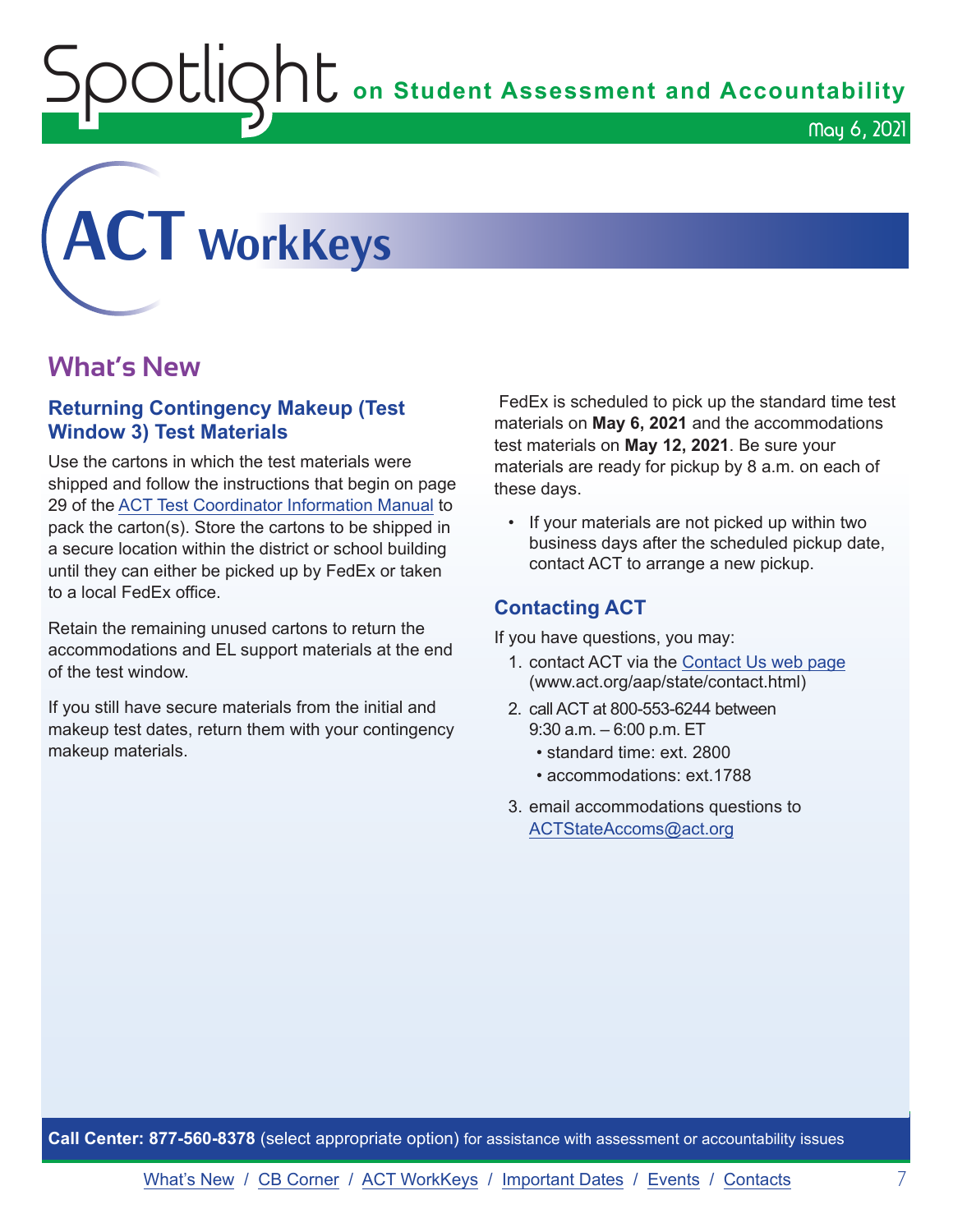# ACT WorkKeys

## What's New

### Returning Contingency Makeup (Test Window 3) Test Materials

Use the cartons in which the test materials were shipped and follow the instructions that begin on page 29 of the ACT Test Coordinator Information Manual to pack the carton(s). Store the cartons to be shipped in a secure location within the district or school building until they can either be picked up by FedEx or taken to a local FedEx office.

Retain the remaining unused cartons to return the accommodations and EL support materials at the end of the test window.

If you still have secure materials from the initial and makeup test dates, return them with your contingency makeup materials.

FedEx is scheduled to pick up the standard time test materials on **May 6, 2021** and the accommodations test materials on **May 12, 2021**. Be sure your materials are ready for pickup by 8 a.m. on each of these days.

- If your materials are not picked up within two business days after the scheduled pickup date, contact ACT to arrange a new pickup.

### Contacting ACT

If you have questions, you may:

1. contact ACT via the Contact Us web page (www.act.org/aap/state/contact.html)
2. call ACT at 800-553-6244 between 9:30 a.m. – 6:00 p.m. ET
   - standard time: ext. 2800
   - accommodations: ext.1788
3. email accommodations questions to ACTStateAccoms@act.org

**Call Center: 877-560-8378** (select appropriate option) for assistance with assessment or accountability issues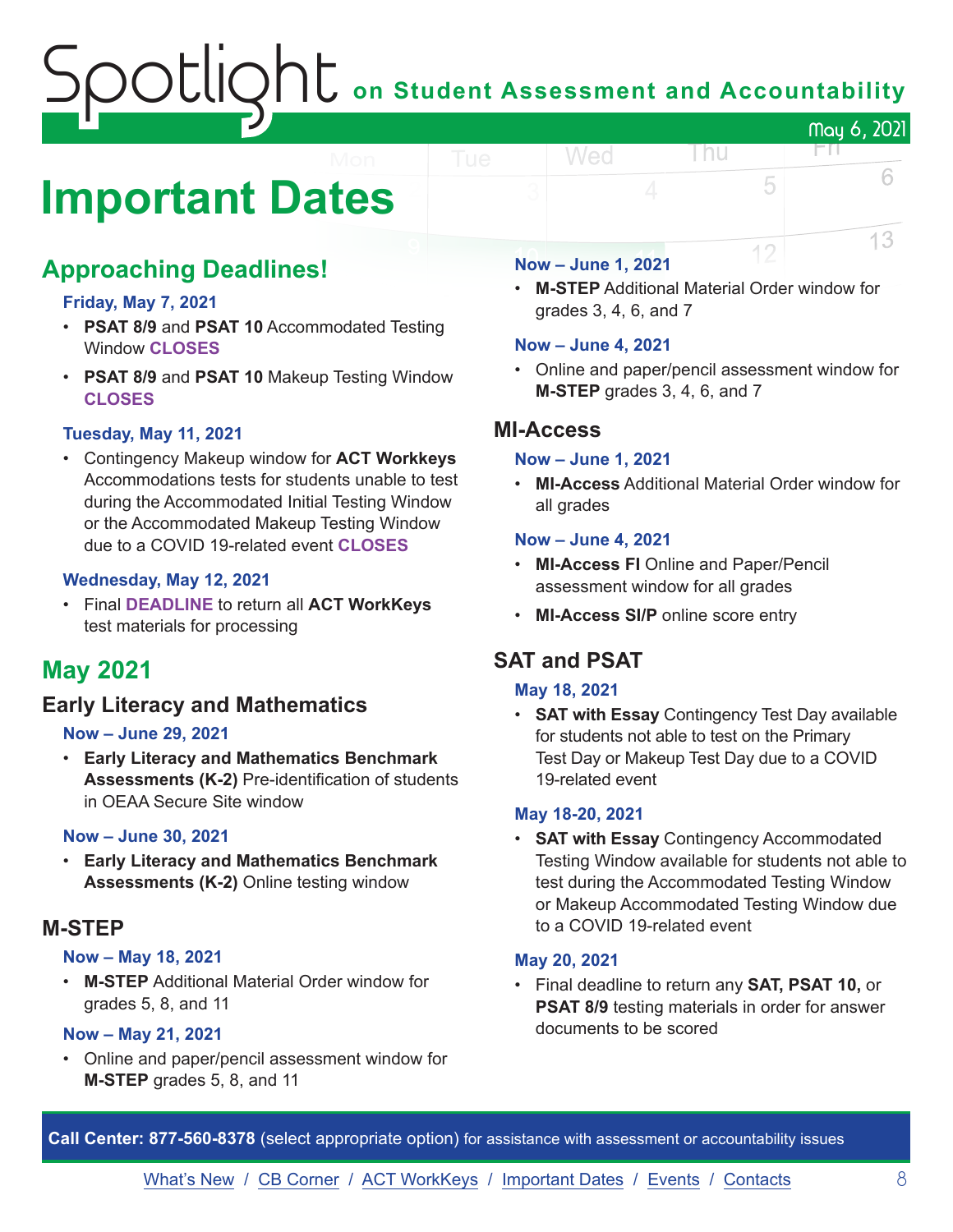# Important Dates

## Approaching Deadlines!

### Friday, May 7, 2021

- **PSAT 8/9** and **PSAT 10** Accommodated Testing Window **CLOSES**
- **PSAT 8/9** and **PSAT 10** Makeup Testing Window **CLOSES**

### Tuesday, May 11, 2021

- Contingency Makeup window for **ACT Workkeys** Accommodations tests for students unable to test during the Accommodated Initial Testing Window or the Accommodated Makeup Testing Window due to a COVID 19-related event **CLOSES**

### Wednesday, May 12, 2021

- Final **DEADLINE** to return all **ACT WorkKeys** test materials for processing

## May 2021

### Early Literacy and Mathematics

#### Now – June 29, 2021

- **Early Literacy and Mathematics Benchmark Assessments (K-2)** Pre-identification of students in OEAA Secure Site window

#### Now – June 30, 2021

- **Early Literacy and Mathematics Benchmark Assessments (K-2)** Online testing window

### M-STEP

#### Now – May 18, 2021

- **M-STEP** Additional Material Order window for grades 5, 8, and 11

#### Now – May 21, 2021

- Online and paper/pencil assessment window for **M-STEP** grades 5, 8, and 11

#### Now – June 1, 2021

- **M-STEP** Additional Material Order window for grades 3, 4, 6, and 7

#### Now – June 4, 2021

- Online and paper/pencil assessment window for **M-STEP** grades 3, 4, 6, and 7

### MI-Access

#### Now – June 1, 2021

- **MI-Access** Additional Material Order window for all grades

#### Now – June 4, 2021

- **MI-Access FI** Online and Paper/Pencil assessment window for all grades
- **MI-Access SI/P** online score entry

### SAT and PSAT

#### May 18, 2021

- **SAT with Essay** Contingency Test Day available for students not able to test on the Primary Test Day or Makeup Test Day due to a COVID 19-related event

#### May 18-20, 2021

- **SAT with Essay** Contingency Accommodated Testing Window available for students not able to test during the Accommodated Testing Window or Makeup Accommodated Testing Window due to a COVID 19-related event

#### May 20, 2021

- Final deadline to return any **SAT, PSAT 10,** or **PSAT 8/9** testing materials in order for answer documents to be scored

**Call Center: 877-560-8378** (select appropriate option) for assistance with assessment or accountability issues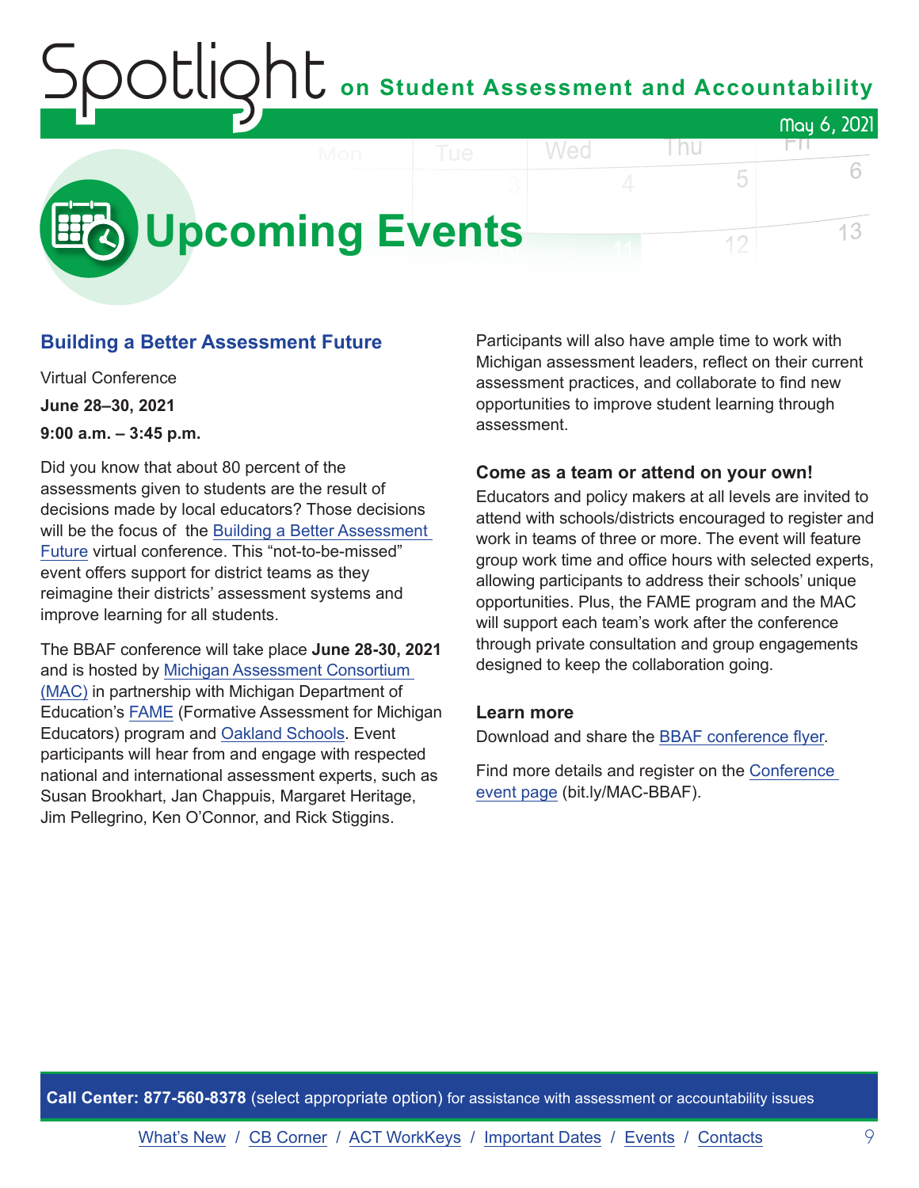# Upcoming Events

## Building a Better Assessment Future

Virtual Conference

**June 28–30, 2021**

**9:00 a.m. – 3:45 p.m.**

Did you know that about 80 percent of the assessments given to students are the result of decisions made by local educators? Those decisions will be the focus of the Building a Better Assessment Future virtual conference. This "not-to-be-missed" event offers support for district teams as they reimagine their districts' assessment systems and improve learning for all students.

The BBAF conference will take place **June 28-30, 2021** and is hosted by Michigan Assessment Consortium (MAC) in partnership with Michigan Department of Education's FAME (Formative Assessment for Michigan Educators) program and Oakland Schools. Event participants will hear from and engage with respected national and international assessment experts, such as Susan Brookhart, Jan Chappuis, Margaret Heritage, Jim Pellegrino, Ken O'Connor, and Rick Stiggins.

Participants will also have ample time to work with Michigan assessment leaders, reflect on their current assessment practices, and collaborate to find new opportunities to improve student learning through assessment.

### Come as a team or attend on your own!

Educators and policy makers at all levels are invited to attend with schools/districts encouraged to register and work in teams of three or more. The event will feature group work time and office hours with selected experts, allowing participants to address their schools' unique opportunities. Plus, the FAME program and the MAC will support each team's work after the conference through private consultation and group engagements designed to keep the collaboration going.

### Learn more

Download and share the BBAF conference flyer.

Find more details and register on the Conference event page (bit.ly/MAC-BBAF).

**Call Center: 877-560-8378** (select appropriate option) for assistance with assessment or accountability issues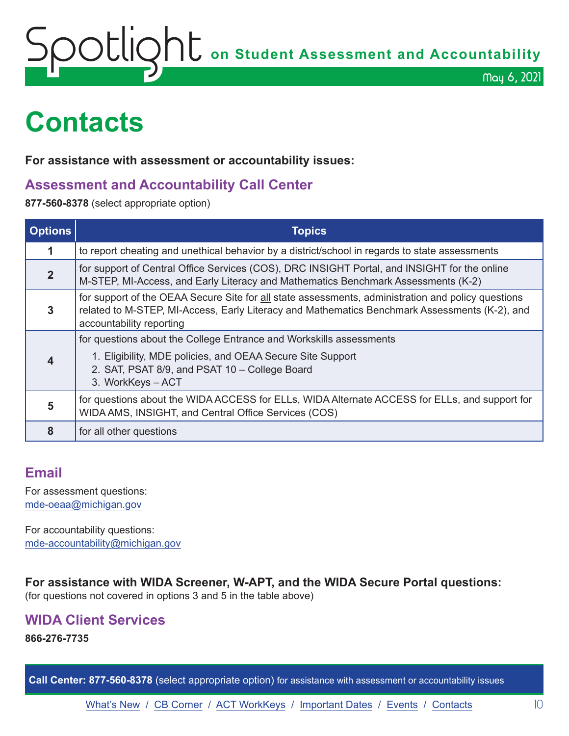# Contacts

**For assistance with assessment or accountability issues:**

## Assessment and Accountability Call Center

**877-560-8378** (select appropriate option)

| Options | Topics |
|---|---|
| **1** | to report cheating and unethical behavior by a district/school in regards to state assessments |
| **2** | for support of Central Office Services (COS), DRC INSIGHT Portal, and INSIGHT for the online M-STEP, MI-Access, and Early Literacy and Mathematics Benchmark Assessments (K-2) |
| **3** | for support of the OEAA Secure Site for all state assessments, administration and policy questions related to M-STEP, MI-Access, Early Literacy and Mathematics Benchmark Assessments (K-2), and accountability reporting |
| **4** | for questions about the College Entrance and Workskills assessments<br>1. Eligibility, MDE policies, and OEAA Secure Site Support<br>2. SAT, PSAT 8/9, and PSAT 10 – College Board<br>3. WorkKeys – ACT |
| **5** | for questions about the WIDA ACCESS for ELLs, WIDA Alternate ACCESS for ELLs, and support for WIDA AMS, INSIGHT, and Central Office Services (COS) |
| **8** | for all other questions |

## Email

For assessment questions:
mde-oeaa@michigan.gov

For accountability questions:
mde-accountability@michigan.gov

**For assistance with WIDA Screener, W-APT, and the WIDA Secure Portal questions:**
(for questions not covered in options 3 and 5 in the table above)

## WIDA Client Services

**866-276-7735**

**Call Center: 877-560-8378** (select appropriate option) for assistance with assessment or accountability issues